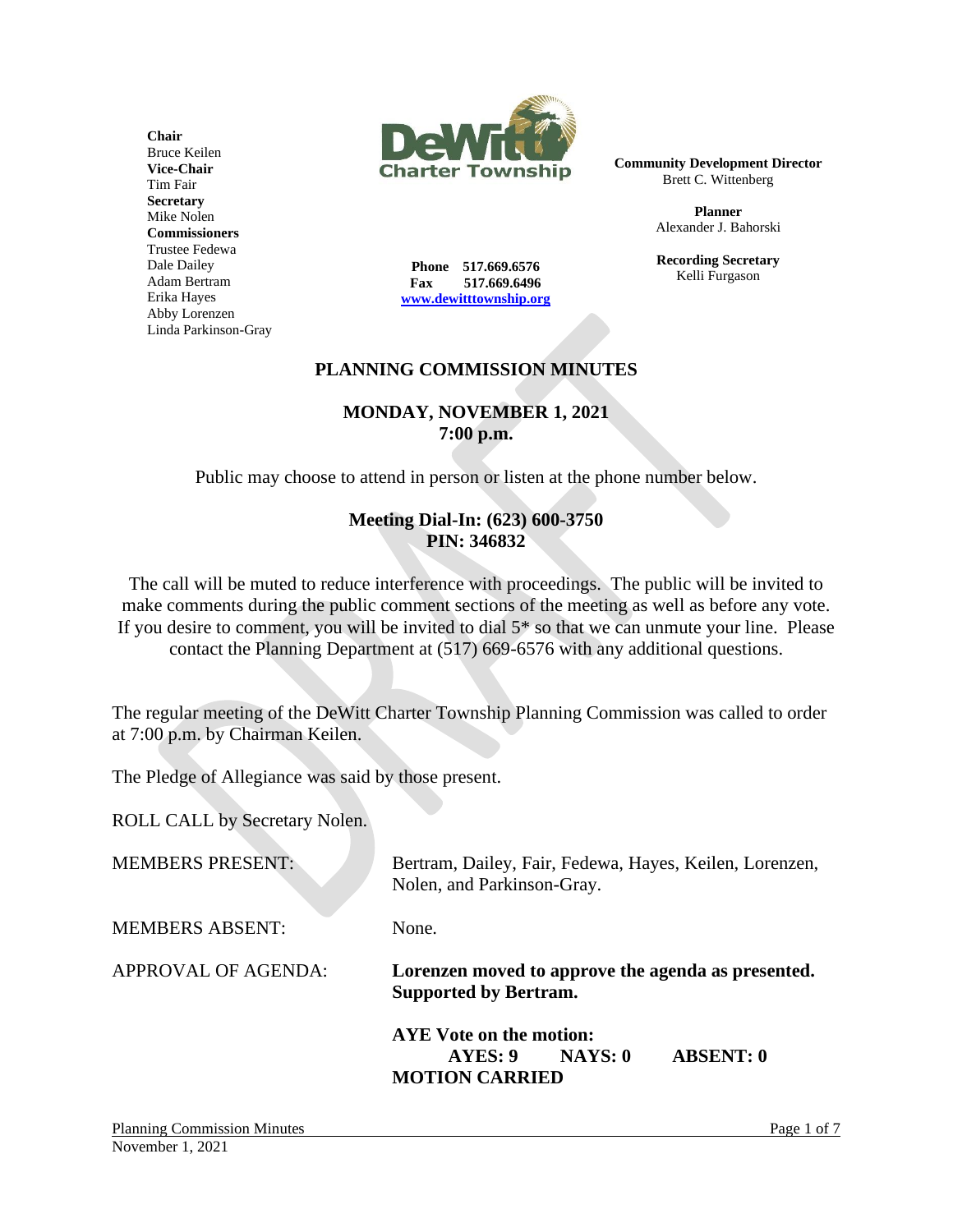**Chair**
Bruce Keilen
**Vice-Chair**
Tim Fair
**Secretary**
Mike Nolen
**Commissioners**
Trustee Fedewa
Dale Dailey
Adam Bertram
Erika Hayes
Abby Lorenzen
Linda Parkinson-Gray

DeWitt Charter Township

**Phone** 517.669.6576
**Fax** 517.669.6496
www.dewitttownship.org

**Community Development Director**
Brett C. Wittenberg

**Planner**
Alexander J. Bahorski

**Recording Secretary**
Kelli Furgason

# PLANNING COMMISSION MINUTES

## MONDAY, NOVEMBER 1, 2021
## 7:00 p.m.

Public may choose to attend in person or listen at the phone number below.

**Meeting Dial-In: (623) 600-3750**
**PIN: 346832**

The call will be muted to reduce interference with proceedings. The public will be invited to make comments during the public comment sections of the meeting as well as before any vote. If you desire to comment, you will be invited to dial 5* so that we can unmute your line. Please contact the Planning Department at (517) 669-6576 with any additional questions.

The regular meeting of the DeWitt Charter Township Planning Commission was called to order at 7:00 p.m. by Chairman Keilen.

The Pledge of Allegiance was said by those present.

ROLL CALL by Secretary Nolen.

MEMBERS PRESENT: Bertram, Dailey, Fair, Fedewa, Hayes, Keilen, Lorenzen, Nolen, and Parkinson-Gray.

MEMBERS ABSENT: None.

APPROVAL OF AGENDA: **Lorenzen moved to approve the agenda as presented. Supported by Bertram.**

**AYE Vote on the motion:**
**AYES: 9 NAYS: 0 ABSENT: 0**
**MOTION CARRIED**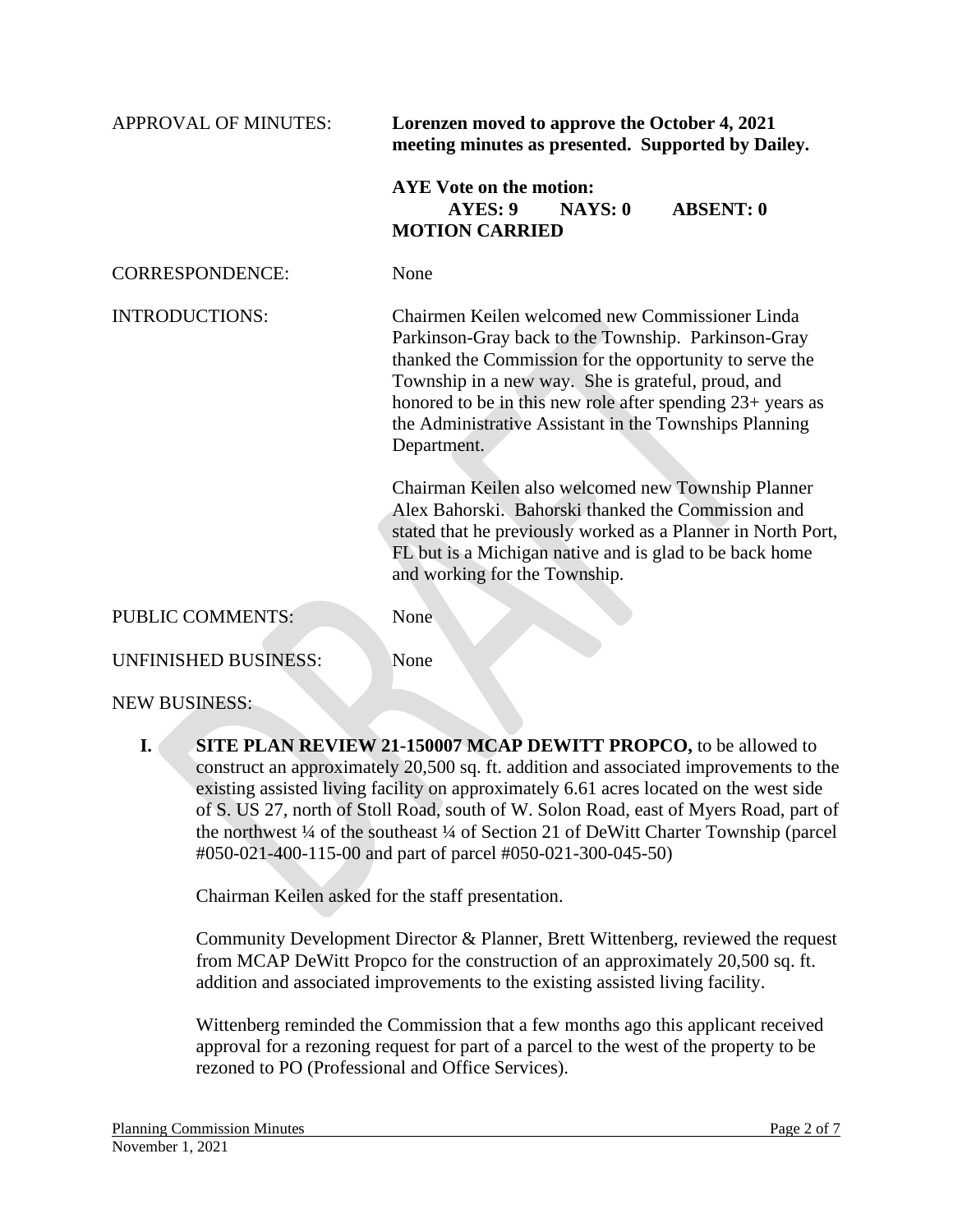APPROVAL OF MINUTES: **Lorenzen moved to approve the October 4, 2021 meeting minutes as presented. Supported by Dailey.**

**AYE Vote on the motion:**
**AYES: 9 NAYS: 0 ABSENT: 0**
**MOTION CARRIED**

CORRESPONDENCE: None

INTRODUCTIONS: Chairmen Keilen welcomed new Commissioner Linda Parkinson-Gray back to the Township. Parkinson-Gray thanked the Commission for the opportunity to serve the Township in a new way. She is grateful, proud, and honored to be in this new role after spending 23+ years as the Administrative Assistant in the Townships Planning Department.

Chairman Keilen also welcomed new Township Planner Alex Bahorski. Bahorski thanked the Commission and stated that he previously worked as a Planner in North Port, FL but is a Michigan native and is glad to be back home and working for the Township.

PUBLIC COMMENTS: None

UNFINISHED BUSINESS: None

NEW BUSINESS:

**I. SITE PLAN REVIEW 21-150007 MCAP DEWITT PROPCO,** to be allowed to construct an approximately 20,500 sq. ft. addition and associated improvements to the existing assisted living facility on approximately 6.61 acres located on the west side of S. US 27, north of Stoll Road, south of W. Solon Road, east of Myers Road, part of the northwest ¼ of the southeast ¼ of Section 21 of DeWitt Charter Township (parcel #050-021-400-115-00 and part of parcel #050-021-300-045-50)

Chairman Keilen asked for the staff presentation.

Community Development Director & Planner, Brett Wittenberg, reviewed the request from MCAP DeWitt Propco for the construction of an approximately 20,500 sq. ft. addition and associated improvements to the existing assisted living facility.

Wittenberg reminded the Commission that a few months ago this applicant received approval for a rezoning request for part of a parcel to the west of the property to be rezoned to PO (Professional and Office Services).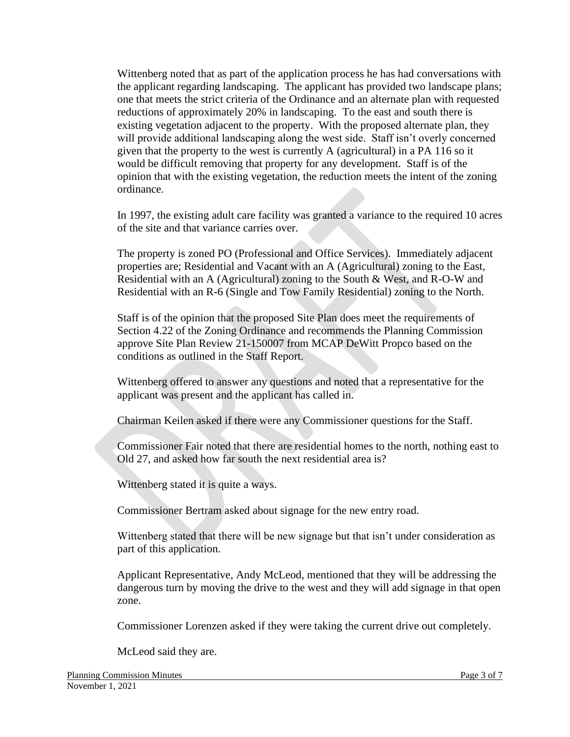Wittenberg noted that as part of the application process he has had conversations with the applicant regarding landscaping. The applicant has provided two landscape plans; one that meets the strict criteria of the Ordinance and an alternate plan with requested reductions of approximately 20% in landscaping. To the east and south there is existing vegetation adjacent to the property. With the proposed alternate plan, they will provide additional landscaping along the west side. Staff isn't overly concerned given that the property to the west is currently A (agricultural) in a PA 116 so it would be difficult removing that property for any development. Staff is of the opinion that with the existing vegetation, the reduction meets the intent of the zoning ordinance.

In 1997, the existing adult care facility was granted a variance to the required 10 acres of the site and that variance carries over.

The property is zoned PO (Professional and Office Services). Immediately adjacent properties are; Residential and Vacant with an A (Agricultural) zoning to the East, Residential with an A (Agricultural) zoning to the South & West, and R-O-W and Residential with an R-6 (Single and Tow Family Residential) zoning to the North.

Staff is of the opinion that the proposed Site Plan does meet the requirements of Section 4.22 of the Zoning Ordinance and recommends the Planning Commission approve Site Plan Review 21-150007 from MCAP DeWitt Propco based on the conditions as outlined in the Staff Report.

Wittenberg offered to answer any questions and noted that a representative for the applicant was present and the applicant has called in.

Chairman Keilen asked if there were any Commissioner questions for the Staff.

Commissioner Fair noted that there are residential homes to the north, nothing east to Old 27, and asked how far south the next residential area is?

Wittenberg stated it is quite a ways.

Commissioner Bertram asked about signage for the new entry road.

Wittenberg stated that there will be new signage but that isn't under consideration as part of this application.

Applicant Representative, Andy McLeod, mentioned that they will be addressing the dangerous turn by moving the drive to the west and they will add signage in that open zone.

Commissioner Lorenzen asked if they were taking the current drive out completely.

McLeod said they are.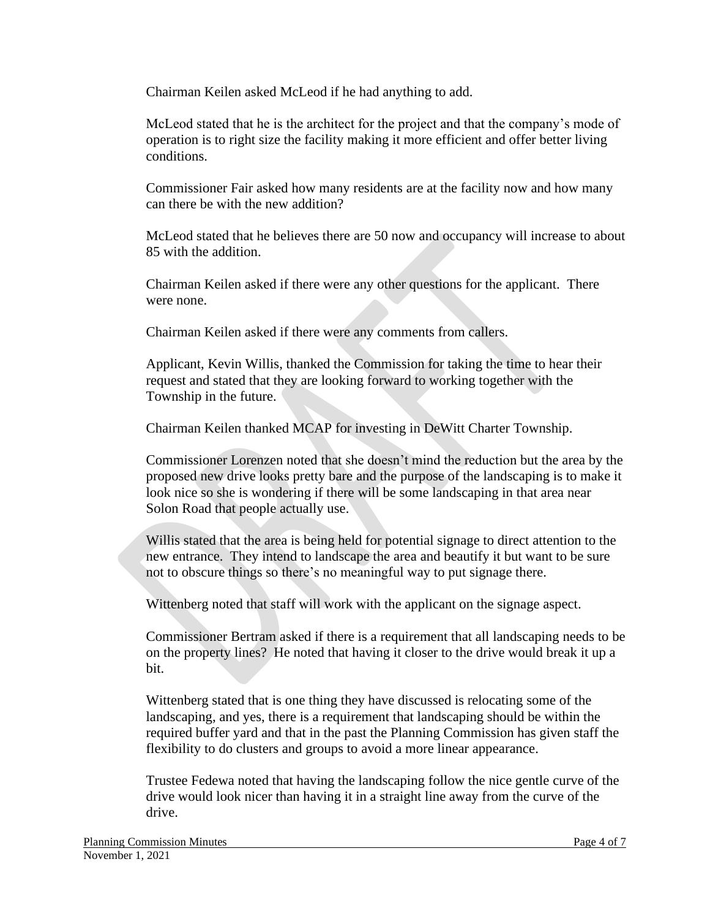Chairman Keilen asked McLeod if he had anything to add.

McLeod stated that he is the architect for the project and that the company's mode of operation is to right size the facility making it more efficient and offer better living conditions.

Commissioner Fair asked how many residents are at the facility now and how many can there be with the new addition?

McLeod stated that he believes there are 50 now and occupancy will increase to about 85 with the addition.

Chairman Keilen asked if there were any other questions for the applicant. There were none.

Chairman Keilen asked if there were any comments from callers.

Applicant, Kevin Willis, thanked the Commission for taking the time to hear their request and stated that they are looking forward to working together with the Township in the future.

Chairman Keilen thanked MCAP for investing in DeWitt Charter Township.

Commissioner Lorenzen noted that she doesn't mind the reduction but the area by the proposed new drive looks pretty bare and the purpose of the landscaping is to make it look nice so she is wondering if there will be some landscaping in that area near Solon Road that people actually use.

Willis stated that the area is being held for potential signage to direct attention to the new entrance. They intend to landscape the area and beautify it but want to be sure not to obscure things so there's no meaningful way to put signage there.

Wittenberg noted that staff will work with the applicant on the signage aspect.

Commissioner Bertram asked if there is a requirement that all landscaping needs to be on the property lines? He noted that having it closer to the drive would break it up a bit.

Wittenberg stated that is one thing they have discussed is relocating some of the landscaping, and yes, there is a requirement that landscaping should be within the required buffer yard and that in the past the Planning Commission has given staff the flexibility to do clusters and groups to avoid a more linear appearance.

Trustee Fedewa noted that having the landscaping follow the nice gentle curve of the drive would look nicer than having it in a straight line away from the curve of the drive.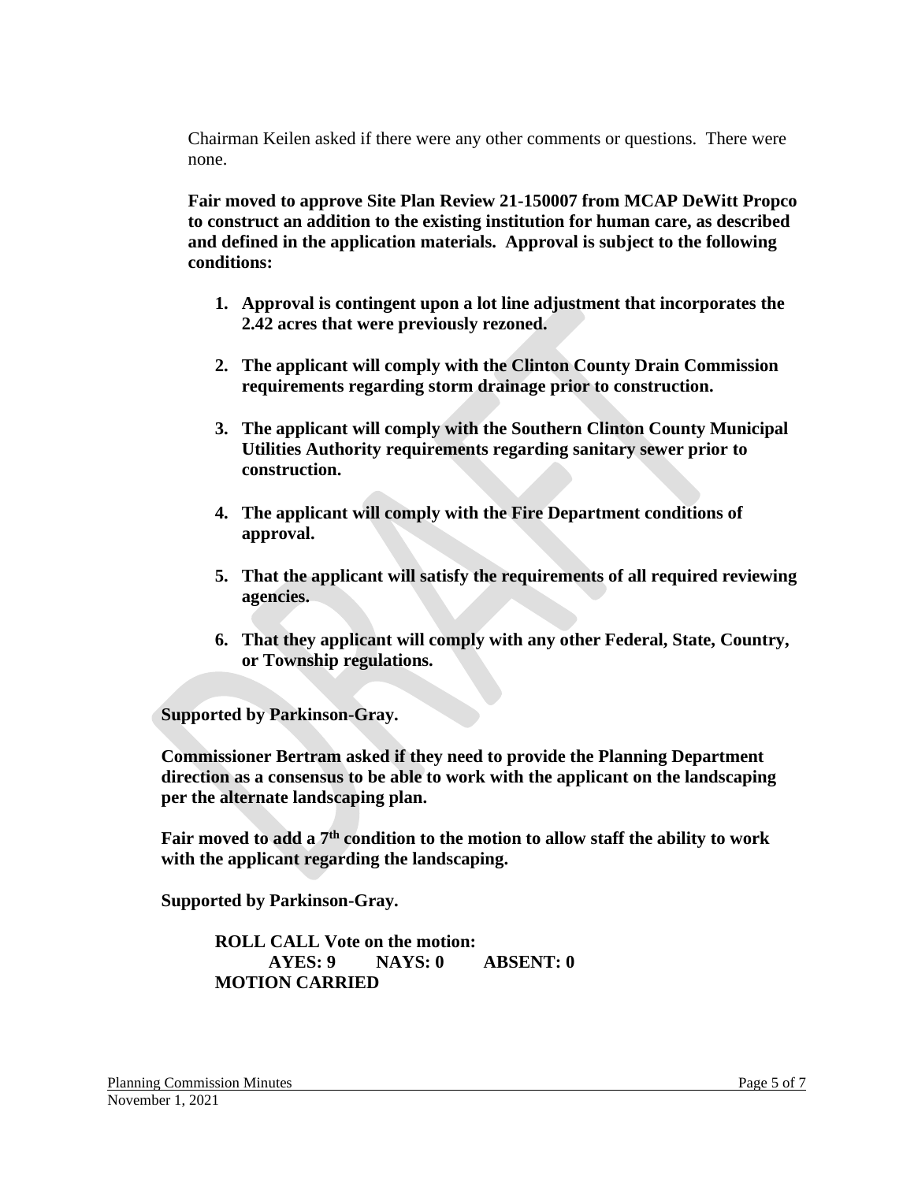Chairman Keilen asked if there were any other comments or questions. There were none.

**Fair moved to approve Site Plan Review 21-150007 from MCAP DeWitt Propco to construct an addition to the existing institution for human care, as described and defined in the application materials. Approval is subject to the following conditions:**

1. **Approval is contingent upon a lot line adjustment that incorporates the 2.42 acres that were previously rezoned.**
2. **The applicant will comply with the Clinton County Drain Commission requirements regarding storm drainage prior to construction.**
3. **The applicant will comply with the Southern Clinton County Municipal Utilities Authority requirements regarding sanitary sewer prior to construction.**
4. **The applicant will comply with the Fire Department conditions of approval.**
5. **That the applicant will satisfy the requirements of all required reviewing agencies.**
6. **That they applicant will comply with any other Federal, State, Country, or Township regulations.**

**Supported by Parkinson-Gray.**

**Commissioner Bertram asked if they need to provide the Planning Department direction as a consensus to be able to work with the applicant on the landscaping per the alternate landscaping plan.**

**Fair moved to add a 7th condition to the motion to allow staff the ability to work with the applicant regarding the landscaping.**

**Supported by Parkinson-Gray.**

**ROLL CALL Vote on the motion:**
**AYES: 9 NAYS: 0 ABSENT: 0**
**MOTION CARRIED**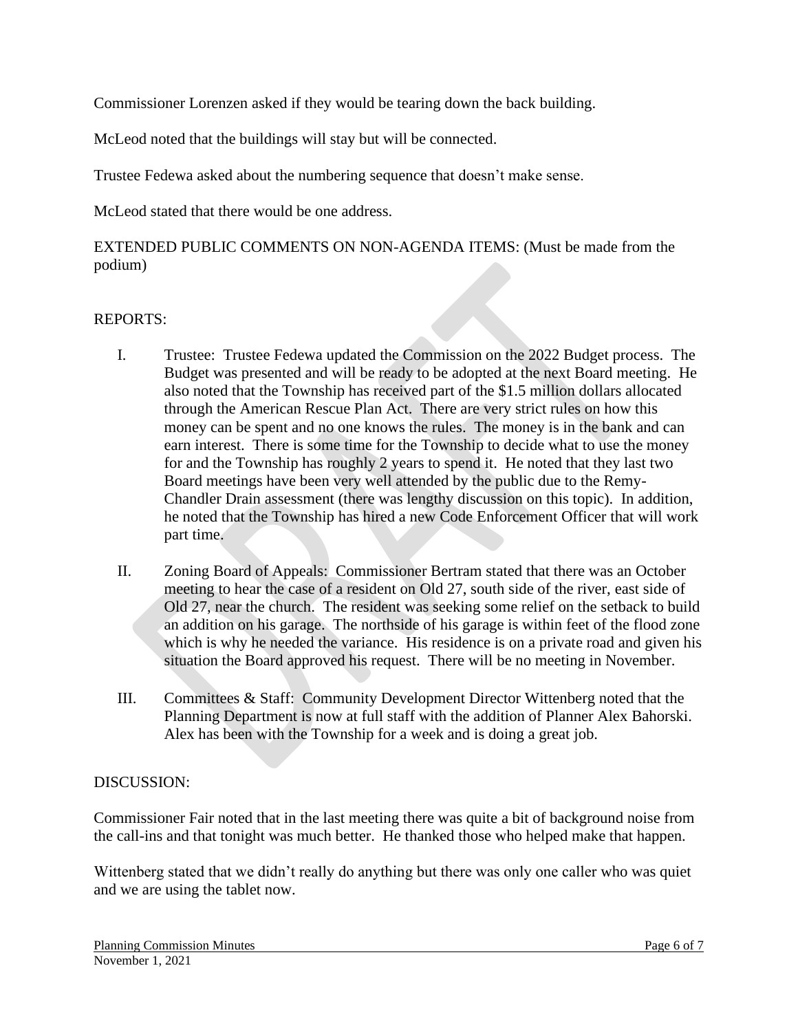Commissioner Lorenzen asked if they would be tearing down the back building.

McLeod noted that the buildings will stay but will be connected.

Trustee Fedewa asked about the numbering sequence that doesn't make sense.

McLeod stated that there would be one address.

EXTENDED PUBLIC COMMENTS ON NON-AGENDA ITEMS: (Must be made from the podium)

REPORTS:

I. Trustee: Trustee Fedewa updated the Commission on the 2022 Budget process. The Budget was presented and will be ready to be adopted at the next Board meeting. He also noted that the Township has received part of the $1.5 million dollars allocated through the American Rescue Plan Act. There are very strict rules on how this money can be spent and no one knows the rules. The money is in the bank and can earn interest. There is some time for the Township to decide what to use the money for and the Township has roughly 2 years to spend it. He noted that they last two Board meetings have been very well attended by the public due to the Remy-Chandler Drain assessment (there was lengthy discussion on this topic). In addition, he noted that the Township has hired a new Code Enforcement Officer that will work part time.

II. Zoning Board of Appeals: Commissioner Bertram stated that there was an October meeting to hear the case of a resident on Old 27, south side of the river, east side of Old 27, near the church. The resident was seeking some relief on the setback to build an addition on his garage. The northside of his garage is within feet of the flood zone which is why he needed the variance. His residence is on a private road and given his situation the Board approved his request. There will be no meeting in November.

III. Committees & Staff: Community Development Director Wittenberg noted that the Planning Department is now at full staff with the addition of Planner Alex Bahorski. Alex has been with the Township for a week and is doing a great job.

DISCUSSION:

Commissioner Fair noted that in the last meeting there was quite a bit of background noise from the call-ins and that tonight was much better. He thanked those who helped make that happen.

Wittenberg stated that we didn't really do anything but there was only one caller who was quiet and we are using the tablet now.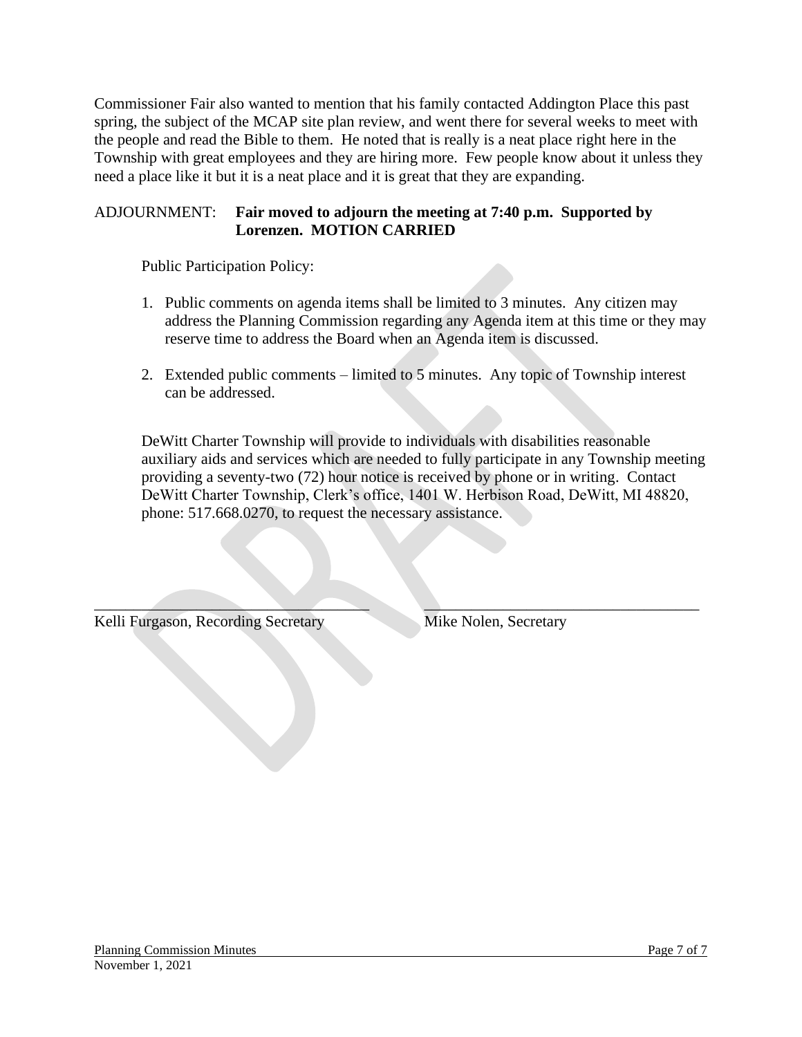Commissioner Fair also wanted to mention that his family contacted Addington Place this past spring, the subject of the MCAP site plan review, and went there for several weeks to meet with the people and read the Bible to them. He noted that is really is a neat place right here in the Township with great employees and they are hiring more. Few people know about it unless they need a place like it but it is a neat place and it is great that they are expanding.

ADJOURNMENT: **Fair moved to adjourn the meeting at 7:40 p.m. Supported by Lorenzen. MOTION CARRIED**

Public Participation Policy:

1. Public comments on agenda items shall be limited to 3 minutes. Any citizen may address the Planning Commission regarding any Agenda item at this time or they may reserve time to address the Board when an Agenda item is discussed.

2. Extended public comments – limited to 5 minutes. Any topic of Township interest can be addressed.

DeWitt Charter Township will provide to individuals with disabilities reasonable auxiliary aids and services which are needed to fully participate in any Township meeting providing a seventy-two (72) hour notice is received by phone or in writing. Contact DeWitt Charter Township, Clerk's office, 1401 W. Herbison Road, DeWitt, MI 48820, phone: 517.668.0270, to request the necessary assistance.

DRAFT

\_\_\_\_\_\_\_\_\_\_\_\_\_\_\_\_\_\_\_\_\_\_\_\_\_\_\_\_\_\_\_\_\_\_\_\_ \_\_\_\_\_\_\_\_\_\_\_\_\_\_\_\_\_\_\_\_\_\_\_\_\_\_\_\_\_\_\_\_\_\_\_\_

Kelli Furgason, Recording Secretary Mike Nolen, Secretary